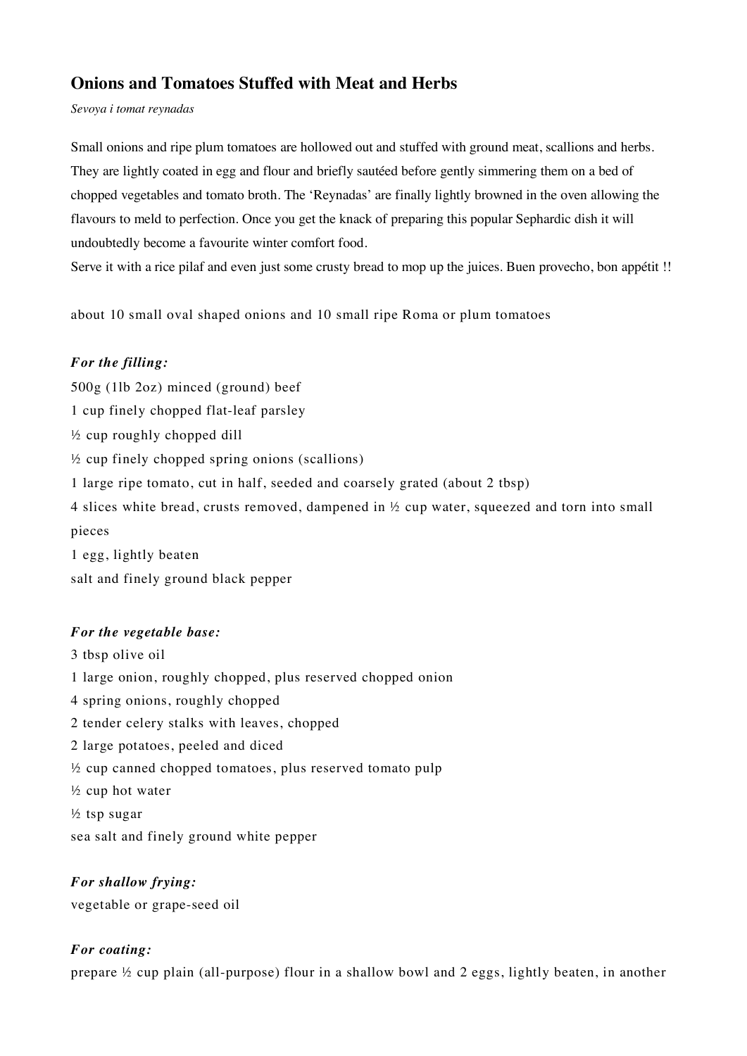# Onions and Tomatoes Stuffed with Meat and Herbs

*Sevoya i tomat reynadas*

Small onions and ripe plum tomatoes are hollowed out and stuffed with ground meat, scallions and herbs. They are lightly coated in egg and flour and briefly sautéed before gently simmering them on a bed of chopped vegetables and tomato broth. The 'Reynadas' are finally lightly browned in the oven allowing the flavours to meld to perfection. Once you get the knack of preparing this popular Sephardic dish it will undoubtedly become a favourite winter comfort food.
Serve it with a rice pilaf and even just some crusty bread to mop up the juices. Buen provecho, bon appétit !!

about 10 small oval shaped onions and 10 small ripe Roma or plum tomatoes

***For the filling:***

500g (1lb 2oz) minced (ground) beef
1 cup finely chopped flat-leaf parsley
½ cup roughly chopped dill
½ cup finely chopped spring onions (scallions)
1 large ripe tomato, cut in half, seeded and coarsely grated (about 2 tbsp)
4 slices white bread, crusts removed, dampened in ½ cup water, squeezed and torn into small pieces
1 egg, lightly beaten
salt and finely ground black pepper

***For the vegetable base:***

3 tbsp olive oil
1 large onion, roughly chopped, plus reserved chopped onion
4 spring onions, roughly chopped
2 tender celery stalks with leaves, chopped
2 large potatoes, peeled and diced
½ cup canned chopped tomatoes, plus reserved tomato pulp
½ cup hot water
½ tsp sugar
sea salt and finely ground white pepper

***For shallow frying:***

vegetable or grape-seed oil

***For coating:***

prepare ½ cup plain (all-purpose) flour in a shallow bowl and 2 eggs, lightly beaten, in another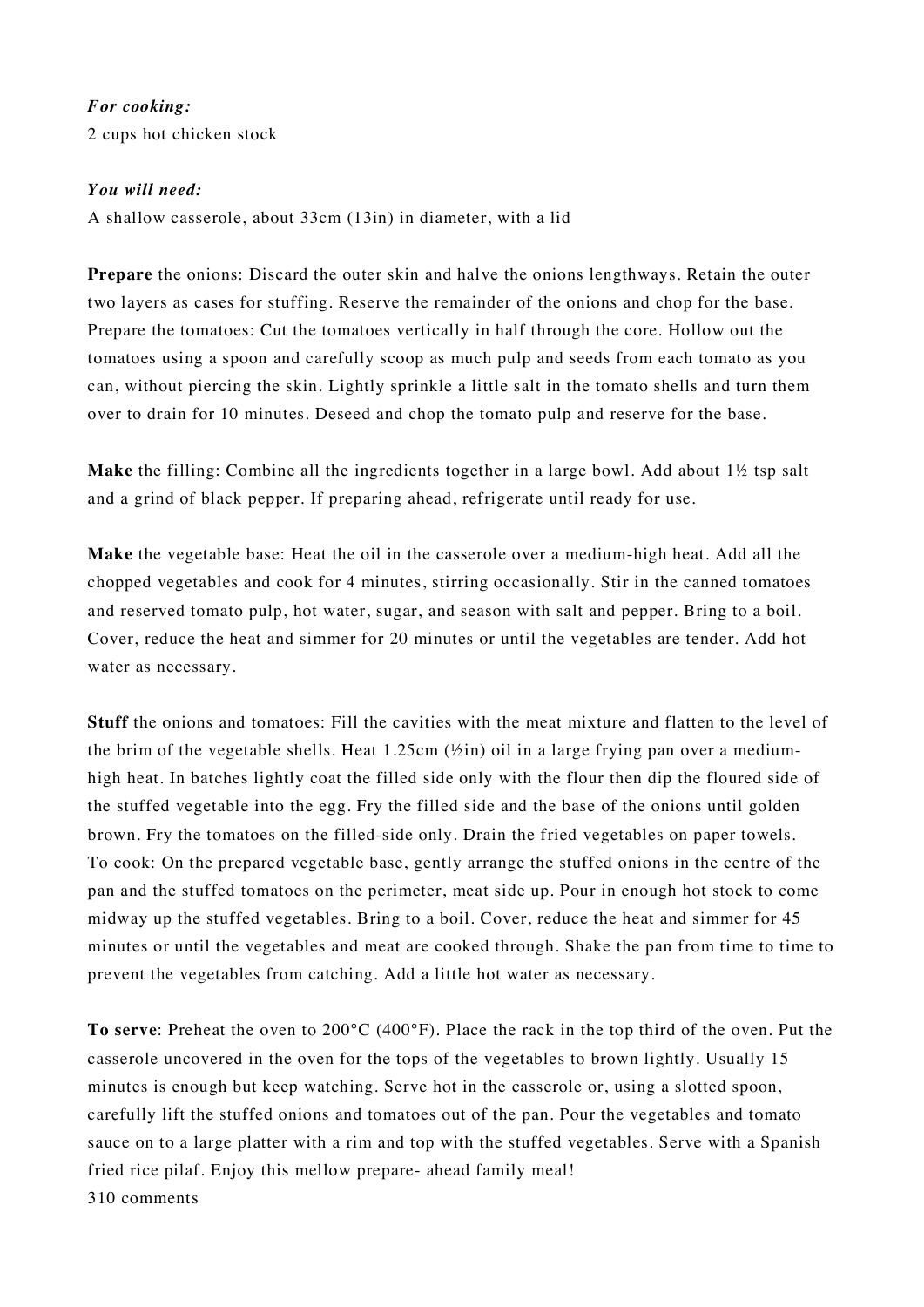***For cooking:***
2 cups hot chicken stock

***You will need:***
A shallow casserole, about 33cm (13in) in diameter, with a lid

**Prepare** the onions: Discard the outer skin and halve the onions lengthways. Retain the outer two layers as cases for stuffing. Reserve the remainder of the onions and chop for the base. Prepare the tomatoes: Cut the tomatoes vertically in half through the core. Hollow out the tomatoes using a spoon and carefully scoop as much pulp and seeds from each tomato as you can, without piercing the skin. Lightly sprinkle a little salt in the tomato shells and turn them over to drain for 10 minutes. Deseed and chop the tomato pulp and reserve for the base.

**Make** the filling: Combine all the ingredients together in a large bowl. Add about 1½ tsp salt and a grind of black pepper. If preparing ahead, refrigerate until ready for use.

**Make** the vegetable base: Heat the oil in the casserole over a medium-high heat. Add all the chopped vegetables and cook for 4 minutes, stirring occasionally. Stir in the canned tomatoes and reserved tomato pulp, hot water, sugar, and season with salt and pepper. Bring to a boil. Cover, reduce the heat and simmer for 20 minutes or until the vegetables are tender. Add hot water as necessary.

**Stuff** the onions and tomatoes: Fill the cavities with the meat mixture and flatten to the level of the brim of the vegetable shells. Heat 1.25cm (½in) oil in a large frying pan over a medium-high heat. In batches lightly coat the filled side only with the flour then dip the floured side of the stuffed vegetable into the egg. Fry the filled side and the base of the onions until golden brown. Fry the tomatoes on the filled-side only. Drain the fried vegetables on paper towels.
To cook: On the prepared vegetable base, gently arrange the stuffed onions in the centre of the pan and the stuffed tomatoes on the perimeter, meat side up. Pour in enough hot stock to come midway up the stuffed vegetables. Bring to a boil. Cover, reduce the heat and simmer for 45 minutes or until the vegetables and meat are cooked through. Shake the pan from time to time to prevent the vegetables from catching. Add a little hot water as necessary.

**To serve**: Preheat the oven to 200°C (400°F). Place the rack in the top third of the oven. Put the casserole uncovered in the oven for the tops of the vegetables to brown lightly. Usually 15 minutes is enough but keep watching. Serve hot in the casserole or, using a slotted spoon, carefully lift the stuffed onions and tomatoes out of the pan. Pour the vegetables and tomato sauce on to a large platter with a rim and top with the stuffed vegetables. Serve with a Spanish fried rice pilaf. Enjoy this mellow prepare- ahead family meal!
310 comments